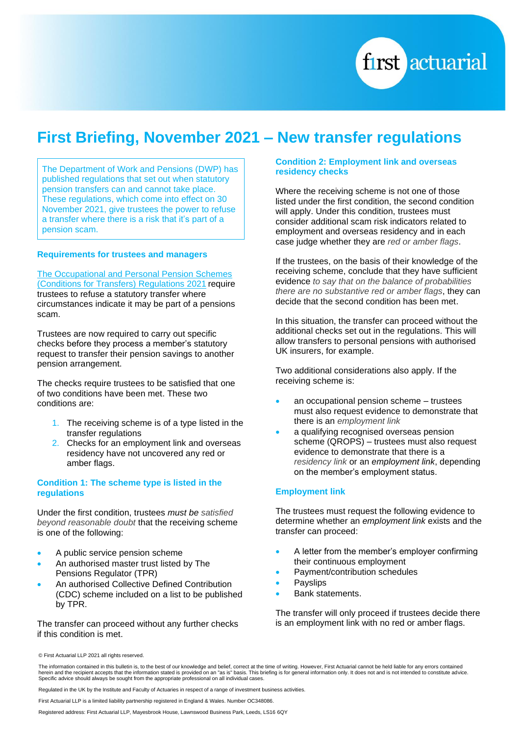# First Briefing, November 2021 – New transfer regulations

The Department of Work and Pensions (DWP) has published regulations that set out when statutory pension transfers can and cannot take place. These regulations, which come into effect on 30 November 2021, give trustees the power to refuse a transfer where there is a risk that it's part of a pension scam.

### Requirements for trustees and managers

The Occupational and Personal Pension Schemes (Conditions for Transfers) Regulations 2021 require trustees to refuse a statutory transfer where circumstances indicate it may be part of a pensions scam.

Trustees are now required to carry out specific checks before they process a member's statutory request to transfer their pension savings to another pension arrangement.

The checks require trustees to be satisfied that one of two conditions have been met. These two conditions are:

1. The receiving scheme is of a type listed in the transfer regulations
2. Checks for an employment link and overseas residency have not uncovered any red or amber flags.

### Condition 1: The scheme type is listed in the regulations

Under the first condition, trustees *must be satisfied beyond reasonable doubt* that the receiving scheme is one of the following:

- A public service pension scheme
- An authorised master trust listed by The Pensions Regulator (TPR)
- An authorised Collective Defined Contribution (CDC) scheme included on a list to be published by TPR.

The transfer can proceed without any further checks if this condition is met.

### Condition 2: Employment link and overseas residency checks

Where the receiving scheme is not one of those listed under the first condition, the second condition will apply. Under this condition, trustees must consider additional scam risk indicators related to employment and overseas residency and in each case judge whether they are *red or amber flags*.

If the trustees, on the basis of their knowledge of the receiving scheme, conclude that they have sufficient evidence *to say that on the balance of probabilities there are no substantive red or amber flags*, they can decide that the second condition has been met.

In this situation, the transfer can proceed without the additional checks set out in the regulations. This will allow transfers to personal pensions with authorised UK insurers, for example.

Two additional considerations also apply. If the receiving scheme is:

- an occupational pension scheme – trustees must also request evidence to demonstrate that there is an *employment link*
- a qualifying recognised overseas pension scheme (QROPS) – trustees must also request evidence to demonstrate that there is a *residency link* or an *employment link*, depending on the member's employment status.

### Employment link

The trustees must request the following evidence to determine whether an *employment link* exists and the transfer can proceed:

- A letter from the member's employer confirming their continuous employment
- Payment/contribution schedules
- Payslips
- Bank statements.

The transfer will only proceed if trustees decide there is an employment link with no red or amber flags.

© First Actuarial LLP 2021 all rights reserved.

The information contained in this bulletin is, to the best of our knowledge and belief, correct at the time of writing. However, First Actuarial cannot be held liable for any errors contained herein and the recipient accepts that the information stated is provided on an "as is" basis. This briefing is for general information only. It does not and is not intended to constitute advice. Specific advice should always be sought from the appropriate professional on all individual cases.

Regulated in the UK by the Institute and Faculty of Actuaries in respect of a range of investment business activities.

First Actuarial LLP is a limited liability partnership registered in England & Wales. Number OC348086.

Registered address: First Actuarial LLP, Mayesbrook House, Lawnswood Business Park, Leeds, LS16 6QY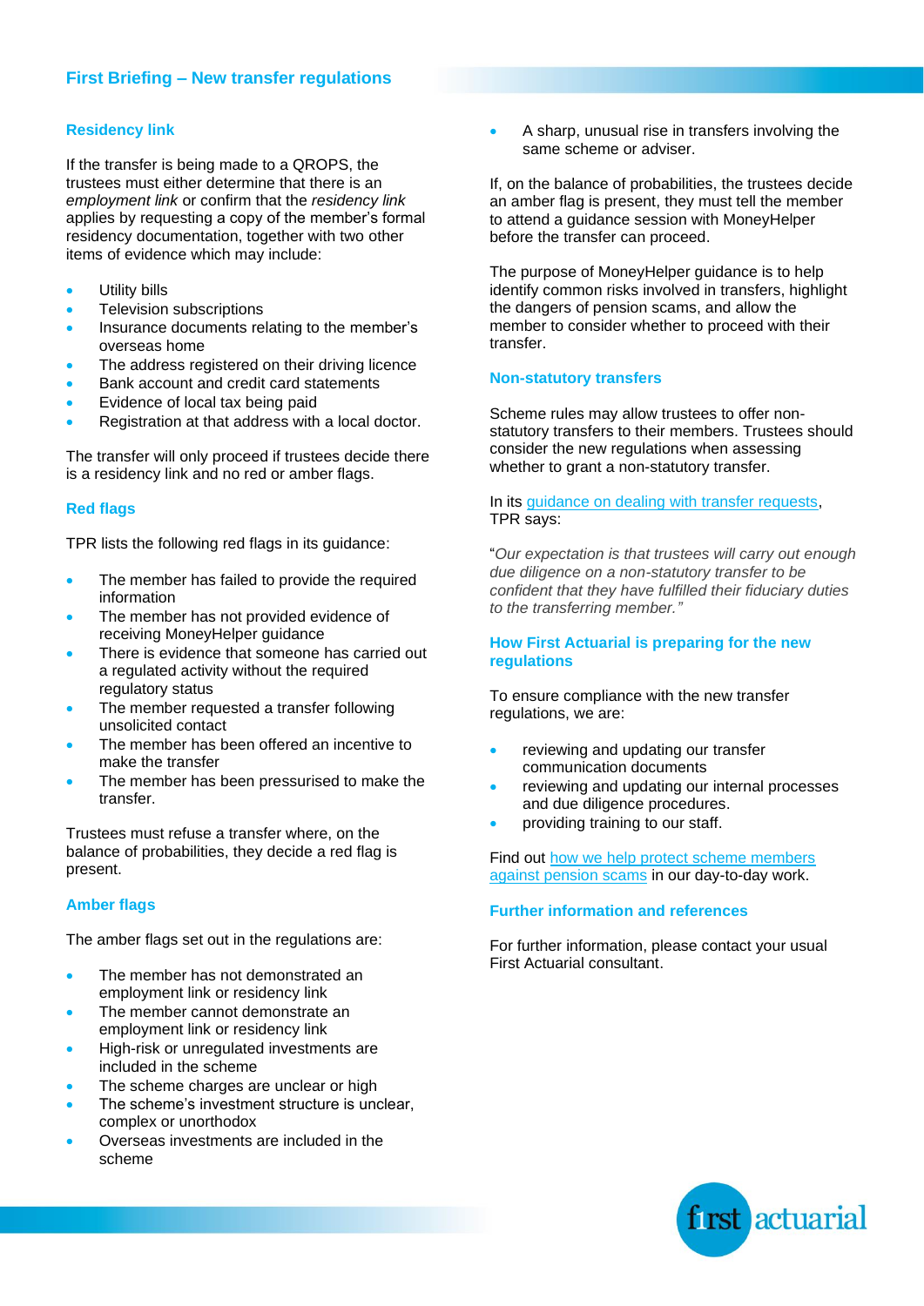## Residency link

If the transfer is being made to a QROPS, the trustees must either determine that there is an *employment link* or confirm that the *residency link* applies by requesting a copy of the member's formal residency documentation, together with two other items of evidence which may include:

- Utility bills
- Television subscriptions
- Insurance documents relating to the member's overseas home
- The address registered on their driving licence
- Bank account and credit card statements
- Evidence of local tax being paid
- Registration at that address with a local doctor.

The transfer will only proceed if trustees decide there is a residency link and no red or amber flags.

## Red flags

TPR lists the following red flags in its guidance:

- The member has failed to provide the required information
- The member has not provided evidence of receiving MoneyHelper guidance
- There is evidence that someone has carried out a regulated activity without the required regulatory status
- The member requested a transfer following unsolicited contact
- The member has been offered an incentive to make the transfer
- The member has been pressurised to make the transfer.

Trustees must refuse a transfer where, on the balance of probabilities, they decide a red flag is present.

## Amber flags

The amber flags set out in the regulations are:

- The member has not demonstrated an employment link or residency link
- The member cannot demonstrate an employment link or residency link
- High-risk or unregulated investments are included in the scheme
- The scheme charges are unclear or high
- The scheme's investment structure is unclear, complex or unorthodox
- Overseas investments are included in the scheme
- A sharp, unusual rise in transfers involving the same scheme or adviser.

If, on the balance of probabilities, the trustees decide an amber flag is present, they must tell the member to attend a guidance session with MoneyHelper before the transfer can proceed.

The purpose of MoneyHelper guidance is to help identify common risks involved in transfers, highlight the dangers of pension scams, and allow the member to consider whether to proceed with their transfer.

## Non-statutory transfers

Scheme rules may allow trustees to offer non-statutory transfers to their members. Trustees should consider the new regulations when assessing whether to grant a non-statutory transfer.

In its guidance on dealing with transfer requests, TPR says:

"*Our expectation is that trustees will carry out enough due diligence on a non-statutory transfer to be confident that they have fulfilled their fiduciary duties to the transferring member.*"

## How First Actuarial is preparing for the new regulations

To ensure compliance with the new transfer regulations, we are:

- reviewing and updating our transfer communication documents
- reviewing and updating our internal processes and due diligence procedures.
- providing training to our staff.

Find out how we help protect scheme members against pension scams in our day-to-day work.

## Further information and references

For further information, please contact your usual First Actuarial consultant.